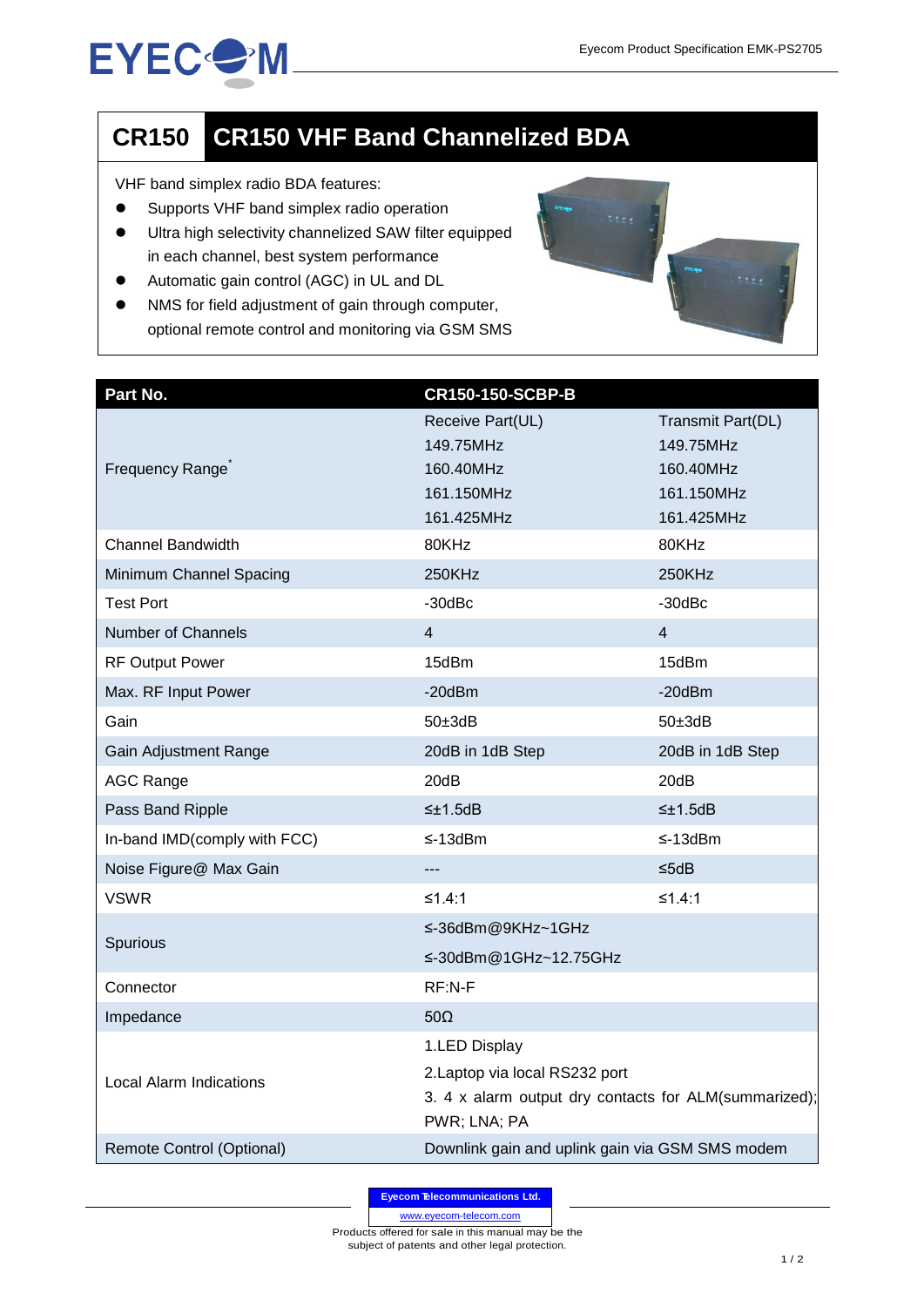# CR150 CR150 VHF Band Channelized BDA

VHF band simplex radio BDA features:

- Supports VHF band simplex radio operation
- Ultra high selectivity channelized SAW filter equipped in each channel, best system performance
- Automatic gain control (AGC) in UL and DL
- NMS for field adjustment of gain through computer, optional remote control and monitoring via GSM SMS

| Part No. | CR150-150-SCBP-B | |
|---|---|---|
| Frequency Range* | Receive Part(UL)<br>149.75MHz<br>160.40MHz<br>161.150MHz<br>161.425MHz | Transmit Part(DL)<br>149.75MHz<br>160.40MHz<br>161.150MHz<br>161.425MHz |
| Channel Bandwidth | 80KHz | 80KHz |
| Minimum Channel Spacing | 250KHz | 250KHz |
| Test Port | -30dBc | -30dBc |
| Number of Channels | 4 | 4 |
| RF Output Power | 15dBm | 15dBm |
| Max. RF Input Power | -20dBm | -20dBm |
| Gain | 50±3dB | 50±3dB |
| Gain Adjustment Range | 20dB in 1dB Step | 20dB in 1dB Step |
| AGC Range | 20dB | 20dB |
| Pass Band Ripple | ≤±1.5dB | ≤±1.5dB |
| In-band IMD(comply with FCC) | ≤-13dBm | ≤-13dBm |
| Noise Figure@ Max Gain | --- | ≤5dB |
| VSWR | ≤1.4:1 | ≤1.4:1 |
| Spurious | ≤-36dBm@9KHz~1GHz<br>≤-30dBm@1GHz~12.75GHz | |
| Connector | RF:N-F | |
| Impedance | 50Ω | |
| Local Alarm Indications | 1.LED Display<br>2.Laptop via local RS232 port<br>3. 4 x alarm output dry contacts for ALM(summarized); PWR; LNA; PA | |
| Remote Control (Optional) | Downlink gain and uplink gain via GSM SMS modem | |

Eyecom Telecommunications Ltd.
www.eyecom-telecom.com
Products offered for sale in this manual may be the subject of patents and other legal protection.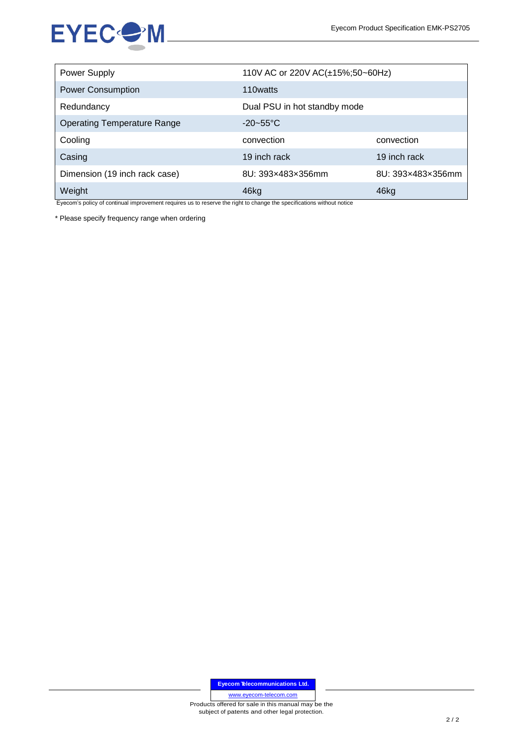| | | |
|---|---|---|
| Power Supply | 110V AC or 220V AC(±15%;50~60Hz) | |
| Power Consumption | 110watts | |
| Redundancy | Dual PSU in hot standby mode | |
| Operating Temperature Range | -20~55°C | |
| Cooling | convection | convection |
| Casing | 19 inch rack | 19 inch rack |
| Dimension (19 inch rack case) | 8U: 393×483×356mm | 8U: 393×483×356mm |
| Weight | 46kg | 46kg |

Eyecom's policy of continual improvement requires us to reserve the right to change the specifications without notice

* Please specify frequency range when ordering

**Eyecom Telecommunications Ltd.**

www.eyecom-telecom.com

Products offered for sale in this manual may be the subject of patents and other legal protection.